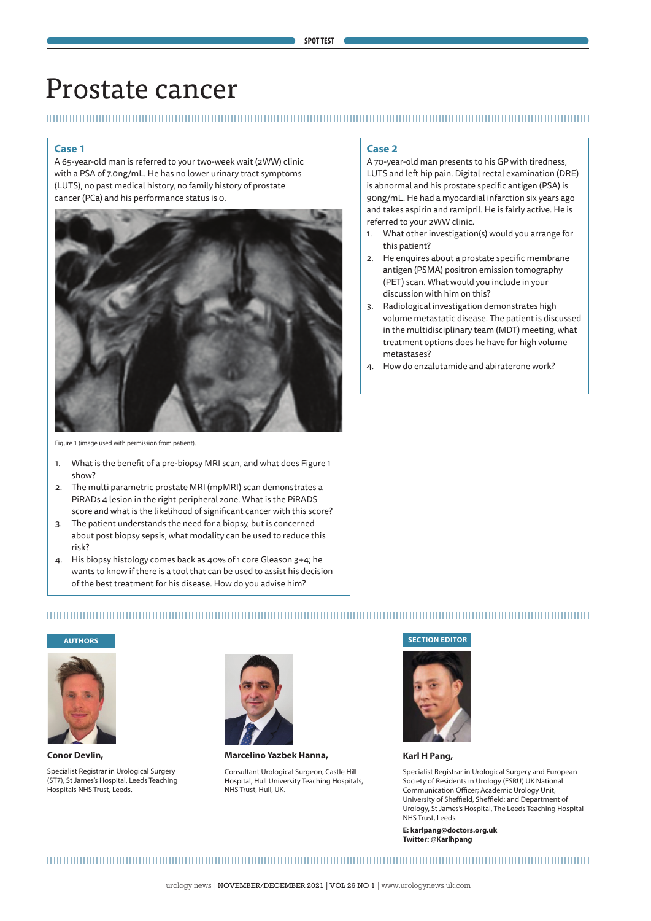# Prostate cancer

## Case 1

A 65-year-old man is referred to your two-week wait (2WW) clinic with a PSA of 7.0ng/mL. He has no lower urinary tract symptoms (LUTS), no past medical history, no family history of prostate cancer (PCa) and his performance status is 0.

Figure 1 (image used with permission from patient).

1. What is the benefit of a pre-biopsy MRI scan, and what does Figure 1 show?
2. The multi parametric prostate MRI (mpMRI) scan demonstrates a PiRADs 4 lesion in the right peripheral zone. What is the PiRADS score and what is the likelihood of significant cancer with this score?
3. The patient understands the need for a biopsy, but is concerned about post biopsy sepsis, what modality can be used to reduce this risk?
4. His biopsy histology comes back as 40% of 1 core Gleason 3+4; he wants to know if there is a tool that can be used to assist his decision of the best treatment for his disease. How do you advise him?

## Case 2

A 70-year-old man presents to his GP with tiredness, LUTS and left hip pain. Digital rectal examination (DRE) is abnormal and his prostate specific antigen (PSA) is 90ng/mL. He had a myocardial infarction six years ago and takes aspirin and ramipril. He is fairly active. He is referred to your 2WW clinic.

1. What other investigation(s) would you arrange for this patient?
2. He enquires about a prostate specific membrane antigen (PSMA) positron emission tomography (PET) scan. What would you include in your discussion with him on this?
3. Radiological investigation demonstrates high volume metastatic disease. The patient is discussed in the multidisciplinary team (MDT) meeting, what treatment options does he have for high volume metastases?
4. How do enzalutamide and abiraterone work?

**AUTHORS**

**Conor Devlin,**

Specialist Registrar in Urological Surgery (ST7), St James's Hospital, Leeds Teaching Hospitals NHS Trust, Leeds.

**Marcelino Yazbek Hanna,**

Consultant Urological Surgeon, Castle Hill Hospital, Hull University Teaching Hospitals, NHS Trust, Hull, UK.

**SECTION EDITOR**

**Karl H Pang,**

Specialist Registrar in Urological Surgery and European Society of Residents in Urology (ESRU) UK National Communication Officer; Academic Urology Unit, University of Sheffield, Sheffield; and Department of Urology, St James's Hospital, The Leeds Teaching Hospital NHS Trust, Leeds.

**E: karlpang@doctors.org.uk**
**Twitter: @Karlhpang**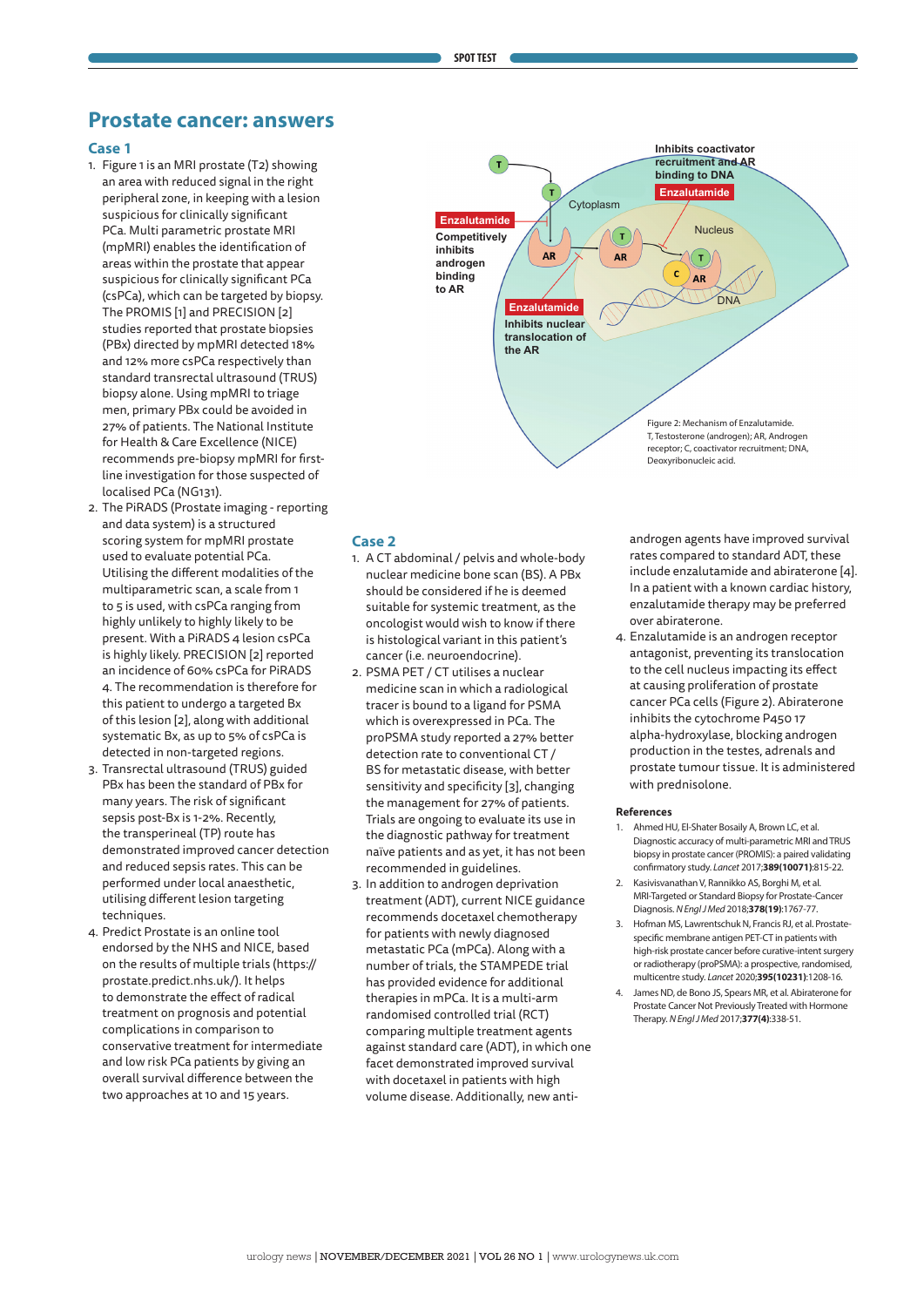# Prostate cancer: answers

## Case 1

1. Figure 1 is an MRI prostate (T2) showing an area with reduced signal in the right peripheral zone, in keeping with a lesion suspicious for clinically significant PCa. Multi parametric prostate MRI (mpMRI) enables the identification of areas within the prostate that appear suspicious for clinically significant PCa (csPCa), which can be targeted by biopsy. The PROMIS [1] and PRECISION [2] studies reported that prostate biopsies (PBx) directed by mpMRI detected 18% and 12% more csPCa respectively than standard transrectal ultrasound (TRUS) biopsy alone. Using mpMRI to triage men, primary PBx could be avoided in 27% of patients. The National Institute for Health & Care Excellence (NICE) recommends pre-biopsy mpMRI for first-line investigation for those suspected of localised PCa (NG131).
2. The PiRADS (Prostate imaging - reporting and data system) is a structured scoring system for mpMRI prostate used to evaluate potential PCa. Utilising the different modalities of the multiparametric scan, a scale from 1 to 5 is used, with csPCa ranging from highly unlikely to highly likely to be present. With a PiRADS 4 lesion csPCa is highly likely. PRECISION [2] reported an incidence of 60% csPCa for PiRADS 4. The recommendation is therefore for this patient to undergo a targeted Bx of this lesion [2], along with additional systematic Bx, as up to 5% of csPCa is detected in non-targeted regions.
3. Transrectal ultrasound (TRUS) guided PBx has been the standard of PBx for many years. The risk of significant sepsis post-Bx is 1-2%. Recently, the transperineal (TP) route has demonstrated improved cancer detection and reduced sepsis rates. This can be performed under local anaesthetic, utilising different lesion targeting techniques.
4. Predict Prostate is an online tool endorsed by the NHS and NICE, based on the results of multiple trials (https://prostate.predict.nhs.uk/). It helps to demonstrate the effect of radical treatment on prognosis and potential complications in comparison to conservative treatment for intermediate and low risk PCa patients by giving an overall survival difference between the two approaches at 10 and 15 years.

T

T

Cytoplasm

Inhibits coactivator recruitment and AR binding to DNA

Enzalutamide

Enzalutamide

Competitively inhibits androgen binding to AR

AR

T

AR

Nucleus

T

C

AR

DNA

Enzalutamide

Inhibits nuclear translocation of the AR

Figure 2: Mechanism of Enzalutamide. T, Testosterone (androgen); AR, Androgen receptor; C, coactivator recruitment; DNA, Deoxyribonucleic acid.

## Case 2

1. A CT abdominal / pelvis and whole-body nuclear medicine bone scan (BS). A PBx should be considered if he is deemed suitable for systemic treatment, as the oncologist would wish to know if there is histological variant in this patient's cancer (i.e. neuroendocrine).
2. PSMA PET / CT utilises a nuclear medicine scan in which a radiological tracer is bound to a ligand for PSMA which is overexpressed in PCa. The proPSMA study reported a 27% better detection rate to conventional CT / BS for metastatic disease, with better sensitivity and specificity [3], changing the management for 27% of patients. Trials are ongoing to evaluate its use in the diagnostic pathway for treatment naïve patients and as yet, it has not been recommended in guidelines.
3. In addition to androgen deprivation treatment (ADT), current NICE guidance recommends docetaxel chemotherapy for patients with newly diagnosed metastatic PCa (mPCa). Along with a number of trials, the STAMPEDE trial has provided evidence for additional therapies in mPCa. It is a multi-arm randomised controlled trial (RCT) comparing multiple treatment agents against standard care (ADT), in which one facet demonstrated improved survival with docetaxel in patients with high volume disease. Additionally, new anti-androgen agents have improved survival rates compared to standard ADT, these include enzalutamide and abiraterone [4]. In a patient with a known cardiac history, enzalutamide therapy may be preferred over abiraterone.
4. Enzalutamide is an androgen receptor antagonist, preventing its translocation to the cell nucleus impacting its effect at causing proliferation of prostate cancer PCa cells (Figure 2). Abiraterone inhibits the cytochrome P450 17 alpha-hydroxylase, blocking androgen production in the testes, adrenals and prostate tumour tissue. It is administered with prednisolone.

### References

1. Ahmed HU, El-Shater Bosaily A, Brown LC, et al. Diagnostic accuracy of multi-parametric MRI and TRUS biopsy in prostate cancer (PROMIS): a paired validating confirmatory study. *Lancet* 2017;**389(10071)**:815-22.
2. Kasivisvanathan V, Rannikko AS, Borghi M, et al. MRI-Targeted or Standard Biopsy for Prostate-Cancer Diagnosis. *N Engl J Med* 2018;**378(19)**:1767-77.
3. Hofman MS, Lawrentschuk N, Francis RJ, et al. Prostate-specific membrane antigen PET-CT in patients with high-risk prostate cancer before curative-intent surgery or radiotherapy (proPSMA): a prospective, randomised, multicentre study. *Lancet* 2020;**395(10231)**:1208-16.
4. James ND, de Bono JS, Spears MR, et al. Abiraterone for Prostate Cancer Not Previously Treated with Hormone Therapy. *N Engl J Med* 2017;**377(4)**:338-51.